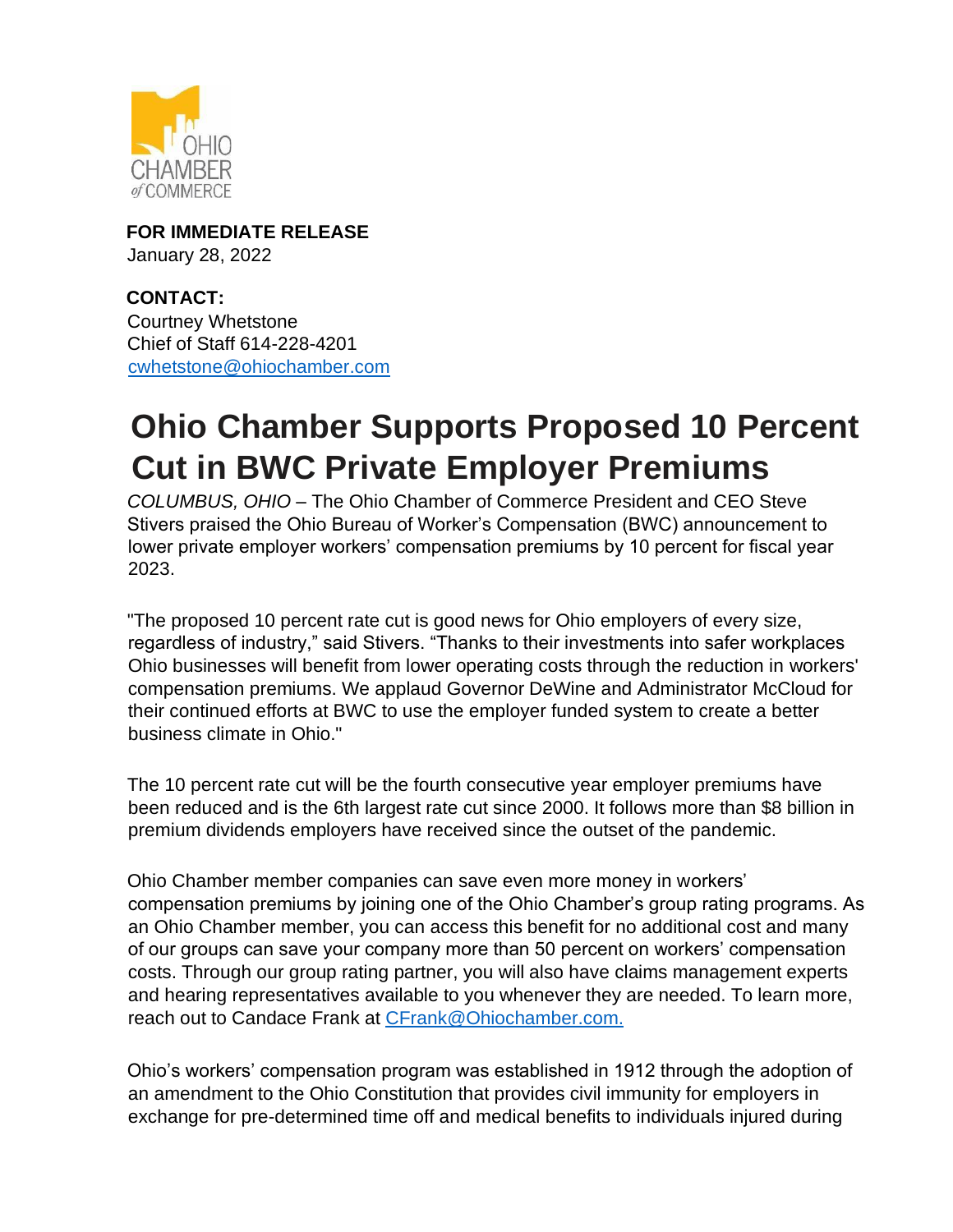**FOR IMMEDIATE RELEASE**
January 28, 2022

**CONTACT:**
Courtney Whetstone
Chief of Staff 614-228-4201
cwhetstone@ohiochamber.com

# Ohio Chamber Supports Proposed 10 Percent Cut in BWC Private Employer Premiums

*COLUMBUS, OHIO* – The Ohio Chamber of Commerce President and CEO Steve Stivers praised the Ohio Bureau of Worker's Compensation (BWC) announcement to lower private employer workers' compensation premiums by 10 percent for fiscal year 2023.

"The proposed 10 percent rate cut is good news for Ohio employers of every size, regardless of industry," said Stivers. "Thanks to their investments into safer workplaces Ohio businesses will benefit from lower operating costs through the reduction in workers' compensation premiums. We applaud Governor DeWine and Administrator McCloud for their continued efforts at BWC to use the employer funded system to create a better business climate in Ohio."

The 10 percent rate cut will be the fourth consecutive year employer premiums have been reduced and is the 6th largest rate cut since 2000. It follows more than $8 billion in premium dividends employers have received since the outset of the pandemic.

Ohio Chamber member companies can save even more money in workers' compensation premiums by joining one of the Ohio Chamber's group rating programs. As an Ohio Chamber member, you can access this benefit for no additional cost and many of our groups can save your company more than 50 percent on workers' compensation costs. Through our group rating partner, you will also have claims management experts and hearing representatives available to you whenever they are needed. To learn more, reach out to Candace Frank at CFrank@Ohiochamber.com.

Ohio's workers' compensation program was established in 1912 through the adoption of an amendment to the Ohio Constitution that provides civil immunity for employers in exchange for pre-determined time off and medical benefits to individuals injured during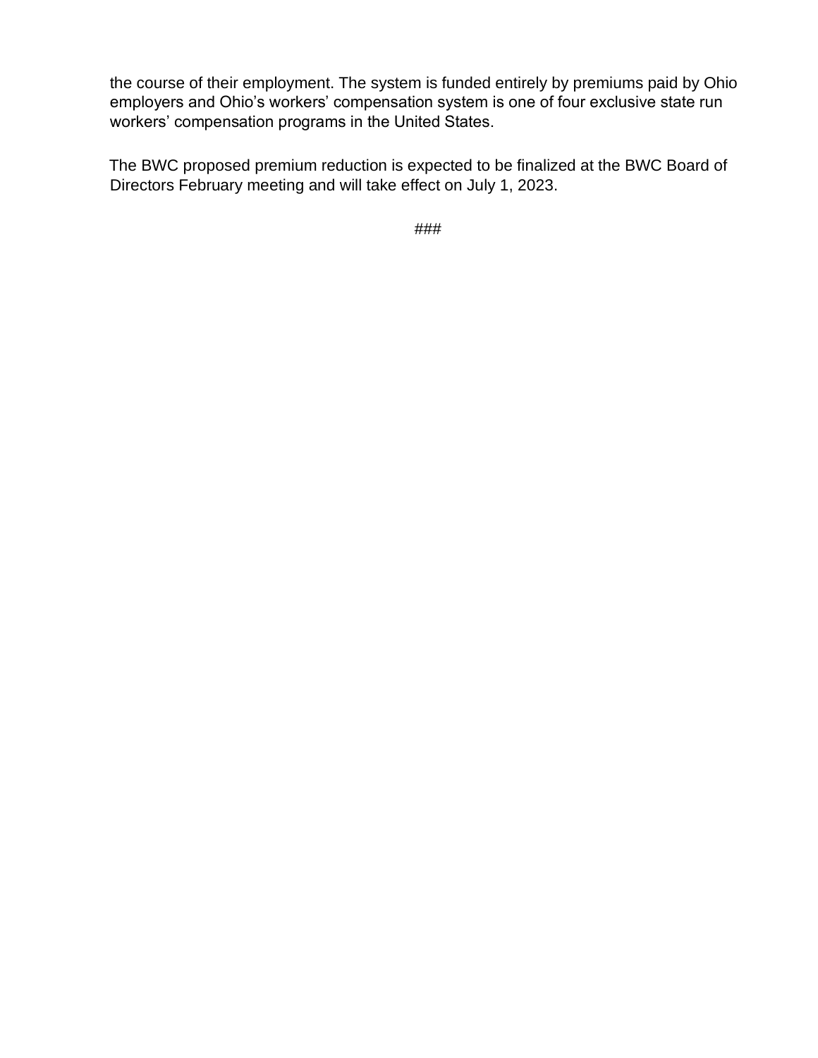the course of their employment. The system is funded entirely by premiums paid by Ohio employers and Ohio's workers' compensation system is one of four exclusive state run workers' compensation programs in the United States.

The BWC proposed premium reduction is expected to be finalized at the BWC Board of Directors February meeting and will take effect on July 1, 2023.

###